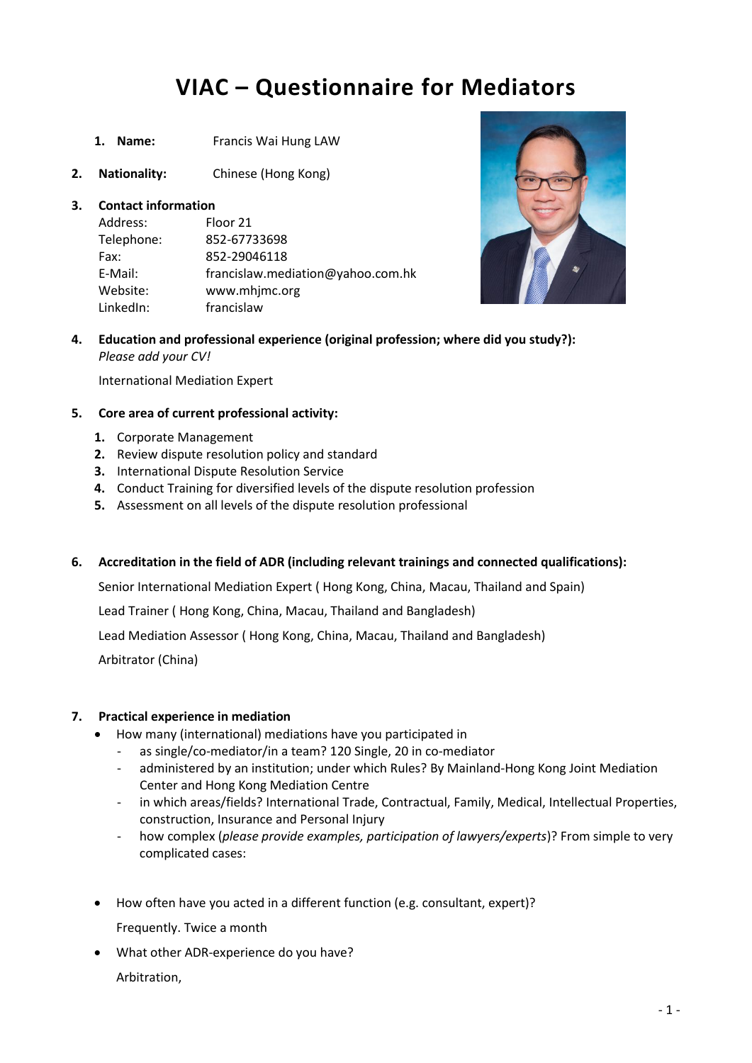# VIAC – Questionnaire for Mediators

1. **Name:** Francis Wai Hung LAW

2. **Nationality:** Chinese (Hong Kong)

3. **Contact information**

| | |
|---|---|
| Address: | Floor 21 |
| Telephone: | 852-67733698 |
| Fax: | 852-29046118 |
| E-Mail: | francislaw.mediation@yahoo.com.hk |
| Website: | www.mhjmc.org |
| LinkedIn: | francislaw |

4. **Education and professional experience (original profession; where did you study?):**
*Please add your CV!*

International Mediation Expert

5. **Core area of current professional activity:**

   1. Corporate Management
   2. Review dispute resolution policy and standard
   3. International Dispute Resolution Service
   4. Conduct Training for diversified levels of the dispute resolution profession
   5. Assessment on all levels of the dispute resolution professional

6. **Accreditation in the field of ADR (including relevant trainings and connected qualifications):**

Senior International Mediation Expert ( Hong Kong, China, Macau, Thailand and Spain)

Lead Trainer ( Hong Kong, China, Macau, Thailand and Bangladesh)

Lead Mediation Assessor ( Hong Kong, China, Macau, Thailand and Bangladesh)

Arbitrator (China)

7. **Practical experience in mediation**

- How many (international) mediations have you participated in
  - as single/co-mediator/in a team? 120 Single, 20 in co-mediator
  - administered by an institution; under which Rules? By Mainland-Hong Kong Joint Mediation Center and Hong Kong Mediation Centre
  - in which areas/fields? International Trade, Contractual, Family, Medical, Intellectual Properties, construction, Insurance and Personal Injury
  - how complex (*please provide examples, participation of lawyers/experts*)? From simple to very complicated cases:

- How often have you acted in a different function (e.g. consultant, expert)?

  Frequently. Twice a month

- What other ADR-experience do you have?

  Arbitration,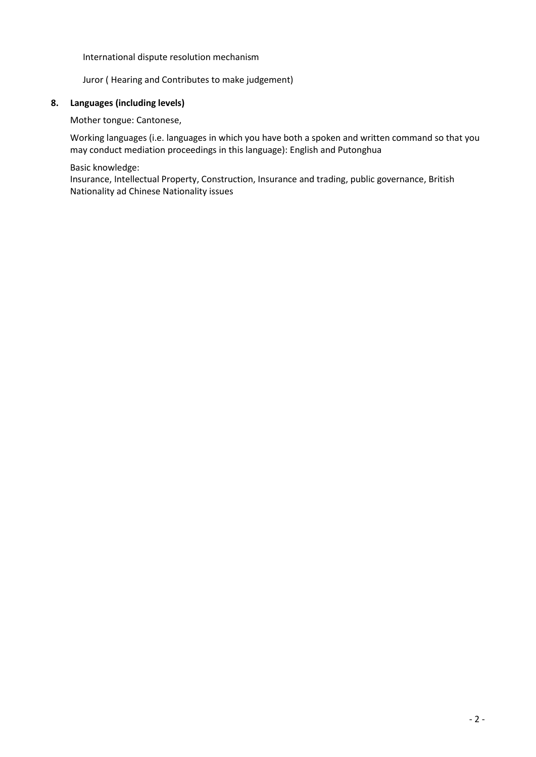International dispute resolution mechanism

Juror ( Hearing and Contributes to make judgement)

**8. Languages (including levels)**

Mother tongue: Cantonese,

Working languages (i.e. languages in which you have both a spoken and written command so that you may conduct mediation proceedings in this language): English and Putonghua

Basic knowledge:
Insurance, Intellectual Property, Construction, Insurance and trading, public governance, British Nationality ad Chinese Nationality issues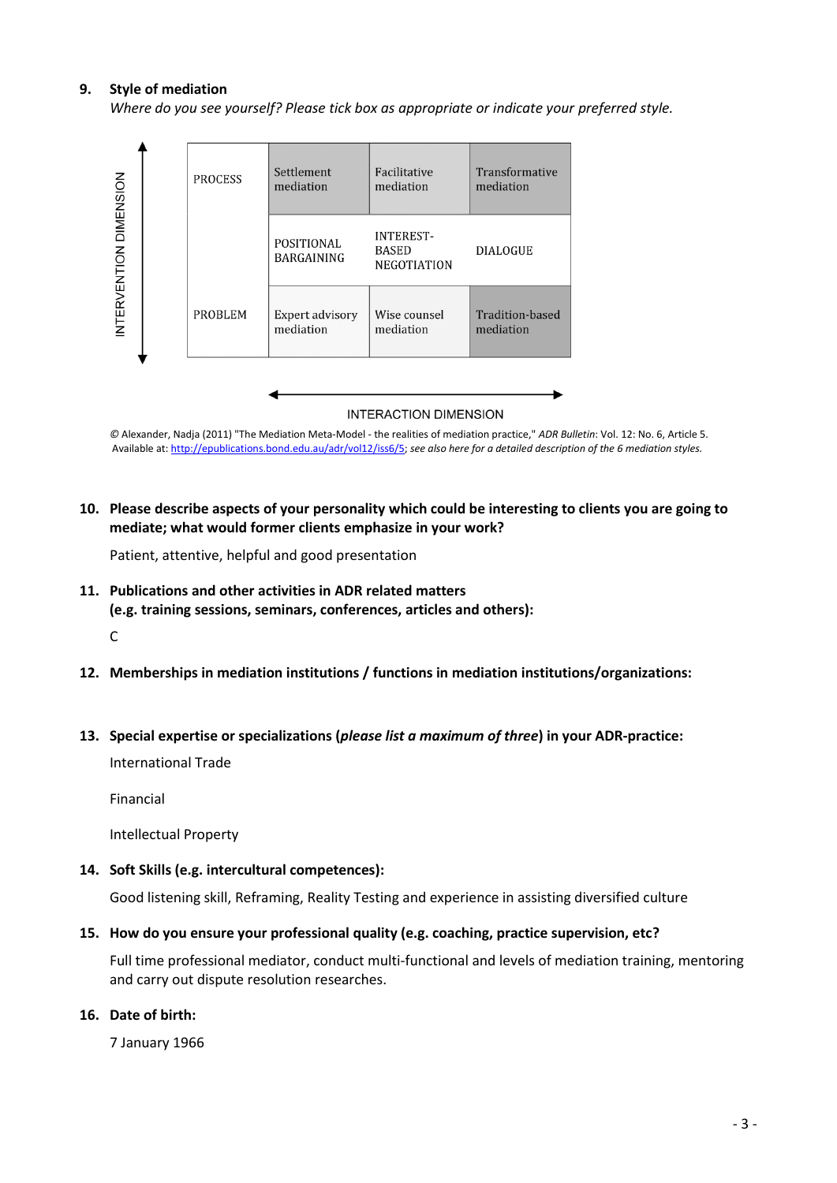**9. Style of mediation**

*Where do you see yourself? Please tick box as appropriate or indicate your preferred style.*

INTERVENTION DIMENSION

| | | | |
|---|---|---|---|
| PROCESS | Settlement mediation | Facilitative mediation | Transformative mediation |
| | POSITIONAL BARGAINING | INTEREST-BASED NEGOTIATION | DIALOGUE |
| PROBLEM | Expert advisory mediation | Wise counsel mediation | Tradition-based mediation |

INTERACTION DIMENSION

© Alexander, Nadja (2011) "The Mediation Meta-Model - the realities of mediation practice," *ADR Bulletin*: Vol. 12: No. 6, Article 5. Available at: http://epublications.bond.edu.au/adr/vol12/iss6/5; *see also here for a detailed description of the 6 mediation styles.*

**10. Please describe aspects of your personality which could be interesting to clients you are going to mediate; what would former clients emphasize in your work?**

Patient, attentive, helpful and good presentation

**11. Publications and other activities in ADR related matters (e.g. training sessions, seminars, conferences, articles and others):**

C

**12. Memberships in mediation institutions / functions in mediation institutions/organizations:**

**13. Special expertise or specializations (*please list a maximum of three*) in your ADR-practice:**

International Trade

Financial

Intellectual Property

**14. Soft Skills (e.g. intercultural competences):**

Good listening skill, Reframing, Reality Testing and experience in assisting diversified culture

**15. How do you ensure your professional quality (e.g. coaching, practice supervision, etc?**

Full time professional mediator, conduct multi-functional and levels of mediation training, mentoring and carry out dispute resolution researches.

**16. Date of birth:**

7 January 1966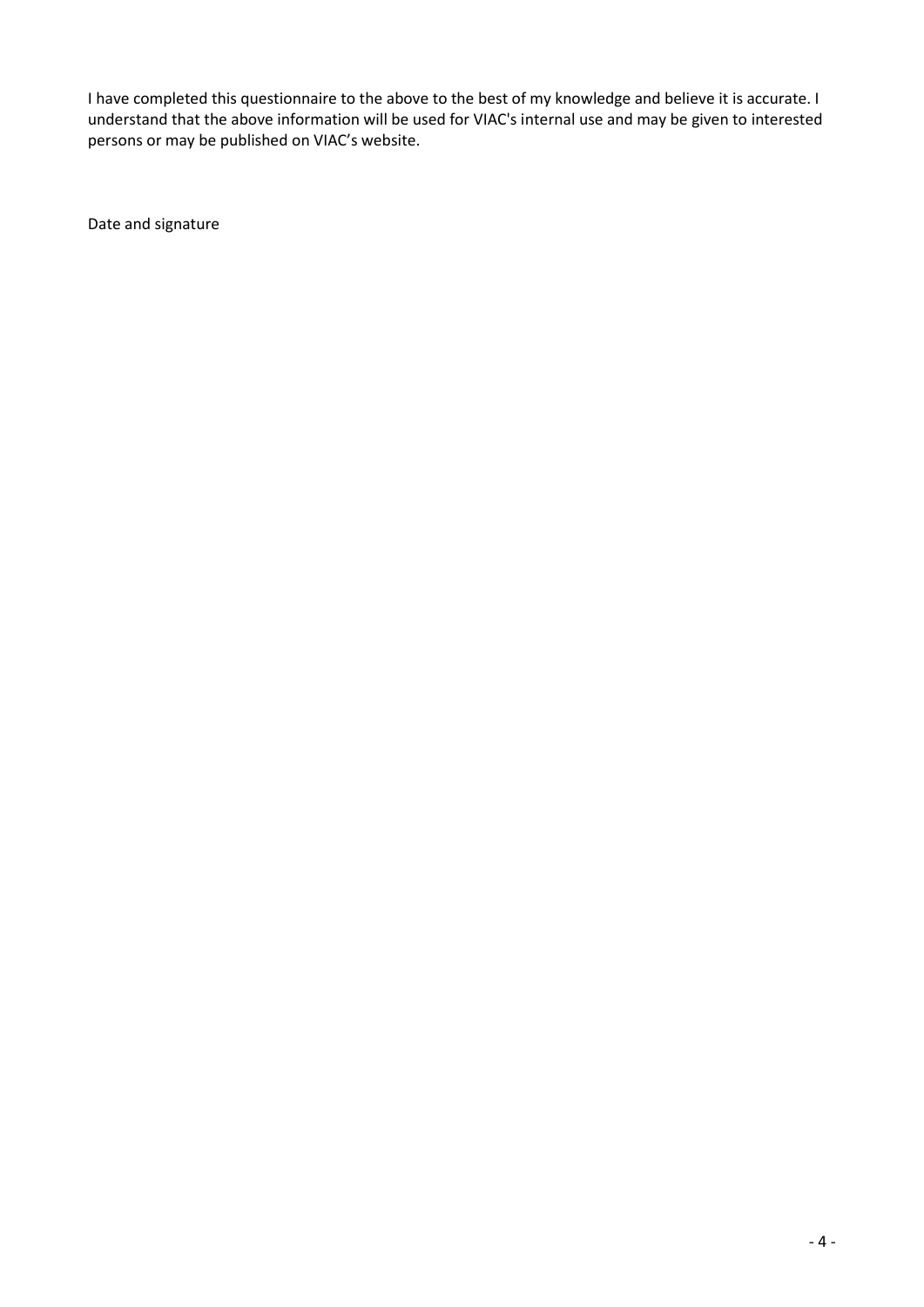I have completed this questionnaire to the above to the best of my knowledge and believe it is accurate. I understand that the above information will be used for VIAC's internal use and may be given to interested persons or may be published on VIAC's website.

Date and signature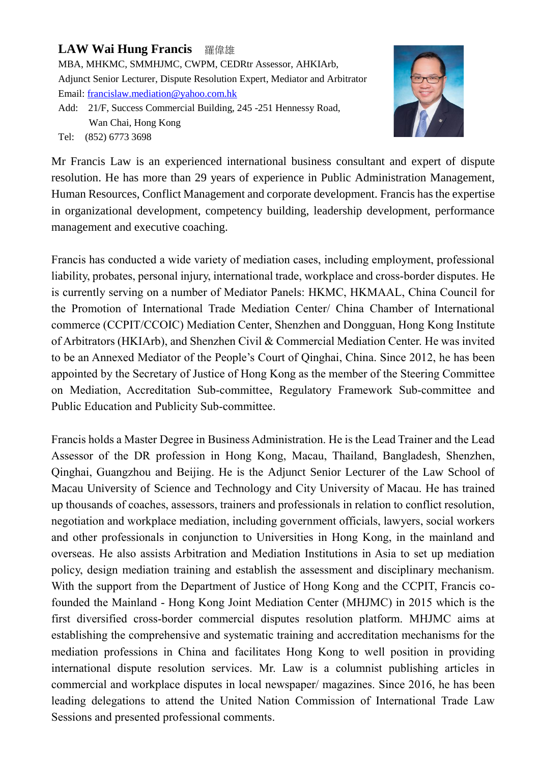**LAW Wai Hung Francis** 羅偉雄

MBA, MHKMC, SMMHJMC, CWPM, CEDRtr Assessor, AHKIArb,
Adjunct Senior Lecturer, Dispute Resolution Expert, Mediator and Arbitrator
Email: francislaw.mediation@yahoo.com.hk
Add: 21/F, Success Commercial Building, 245 -251 Hennessy Road,
Wan Chai, Hong Kong
Tel: (852) 6773 3698

Mr Francis Law is an experienced international business consultant and expert of dispute resolution. He has more than 29 years of experience in Public Administration Management, Human Resources, Conflict Management and corporate development. Francis has the expertise in organizational development, competency building, leadership development, performance management and executive coaching.

Francis has conducted a wide variety of mediation cases, including employment, professional liability, probates, personal injury, international trade, workplace and cross-border disputes. He is currently serving on a number of Mediator Panels: HKMC, HKMAAL, China Council for the Promotion of International Trade Mediation Center/ China Chamber of International commerce (CCPIT/CCOIC) Mediation Center, Shenzhen and Dongguan, Hong Kong Institute of Arbitrators (HKIArb), and Shenzhen Civil & Commercial Mediation Center. He was invited to be an Annexed Mediator of the People's Court of Qinghai, China. Since 2012, he has been appointed by the Secretary of Justice of Hong Kong as the member of the Steering Committee on Mediation, Accreditation Sub-committee, Regulatory Framework Sub-committee and Public Education and Publicity Sub-committee.

Francis holds a Master Degree in Business Administration. He is the Lead Trainer and the Lead Assessor of the DR profession in Hong Kong, Macau, Thailand, Bangladesh, Shenzhen, Qinghai, Guangzhou and Beijing. He is the Adjunct Senior Lecturer of the Law School of Macau University of Science and Technology and City University of Macau. He has trained up thousands of coaches, assessors, trainers and professionals in relation to conflict resolution, negotiation and workplace mediation, including government officials, lawyers, social workers and other professionals in conjunction to Universities in Hong Kong, in the mainland and overseas. He also assists Arbitration and Mediation Institutions in Asia to set up mediation policy, design mediation training and establish the assessment and disciplinary mechanism. With the support from the Department of Justice of Hong Kong and the CCPIT, Francis co-founded the Mainland - Hong Kong Joint Mediation Center (MHJMC) in 2015 which is the first diversified cross-border commercial disputes resolution platform. MHJMC aims at establishing the comprehensive and systematic training and accreditation mechanisms for the mediation professions in China and facilitates Hong Kong to well position in providing international dispute resolution services. Mr. Law is a columnist publishing articles in commercial and workplace disputes in local newspaper/ magazines. Since 2016, he has been leading delegations to attend the United Nation Commission of International Trade Law Sessions and presented professional comments.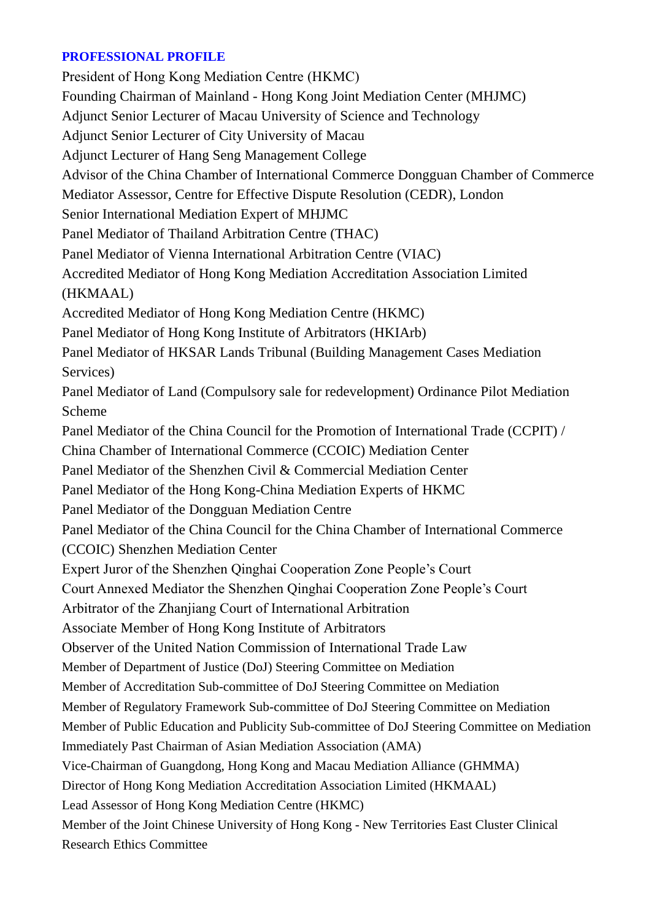## PROFESSIONAL PROFILE

President of Hong Kong Mediation Centre (HKMC)
Founding Chairman of Mainland - Hong Kong Joint Mediation Center (MHJMC)
Adjunct Senior Lecturer of Macau University of Science and Technology
Adjunct Senior Lecturer of City University of Macau
Adjunct Lecturer of Hang Seng Management College
Advisor of the China Chamber of International Commerce Dongguan Chamber of Commerce
Mediator Assessor, Centre for Effective Dispute Resolution (CEDR), London
Senior International Mediation Expert of MHJMC
Panel Mediator of Thailand Arbitration Centre (THAC)
Panel Mediator of Vienna International Arbitration Centre (VIAC)
Accredited Mediator of Hong Kong Mediation Accreditation Association Limited (HKMAAL)
Accredited Mediator of Hong Kong Mediation Centre (HKMC)
Panel Mediator of Hong Kong Institute of Arbitrators (HKIArb)
Panel Mediator of HKSAR Lands Tribunal (Building Management Cases Mediation Services)
Panel Mediator of Land (Compulsory sale for redevelopment) Ordinance Pilot Mediation Scheme
Panel Mediator of the China Council for the Promotion of International Trade (CCPIT) / China Chamber of International Commerce (CCOIC) Mediation Center
Panel Mediator of the Shenzhen Civil & Commercial Mediation Center
Panel Mediator of the Hong Kong-China Mediation Experts of HKMC
Panel Mediator of the Dongguan Mediation Centre
Panel Mediator of the China Council for the China Chamber of International Commerce (CCOIC) Shenzhen Mediation Center
Expert Juror of the Shenzhen Qinghai Cooperation Zone People's Court
Court Annexed Mediator the Shenzhen Qinghai Cooperation Zone People's Court
Arbitrator of the Zhanjiang Court of International Arbitration
Associate Member of Hong Kong Institute of Arbitrators
Observer of the United Nation Commission of International Trade Law
Member of Department of Justice (DoJ) Steering Committee on Mediation
Member of Accreditation Sub-committee of DoJ Steering Committee on Mediation
Member of Regulatory Framework Sub-committee of DoJ Steering Committee on Mediation
Member of Public Education and Publicity Sub-committee of DoJ Steering Committee on Mediation
Immediately Past Chairman of Asian Mediation Association (AMA)
Vice-Chairman of Guangdong, Hong Kong and Macau Mediation Alliance (GHMMA)
Director of Hong Kong Mediation Accreditation Association Limited (HKMAAL)
Lead Assessor of Hong Kong Mediation Centre (HKMC)
Member of the Joint Chinese University of Hong Kong - New Territories East Cluster Clinical Research Ethics Committee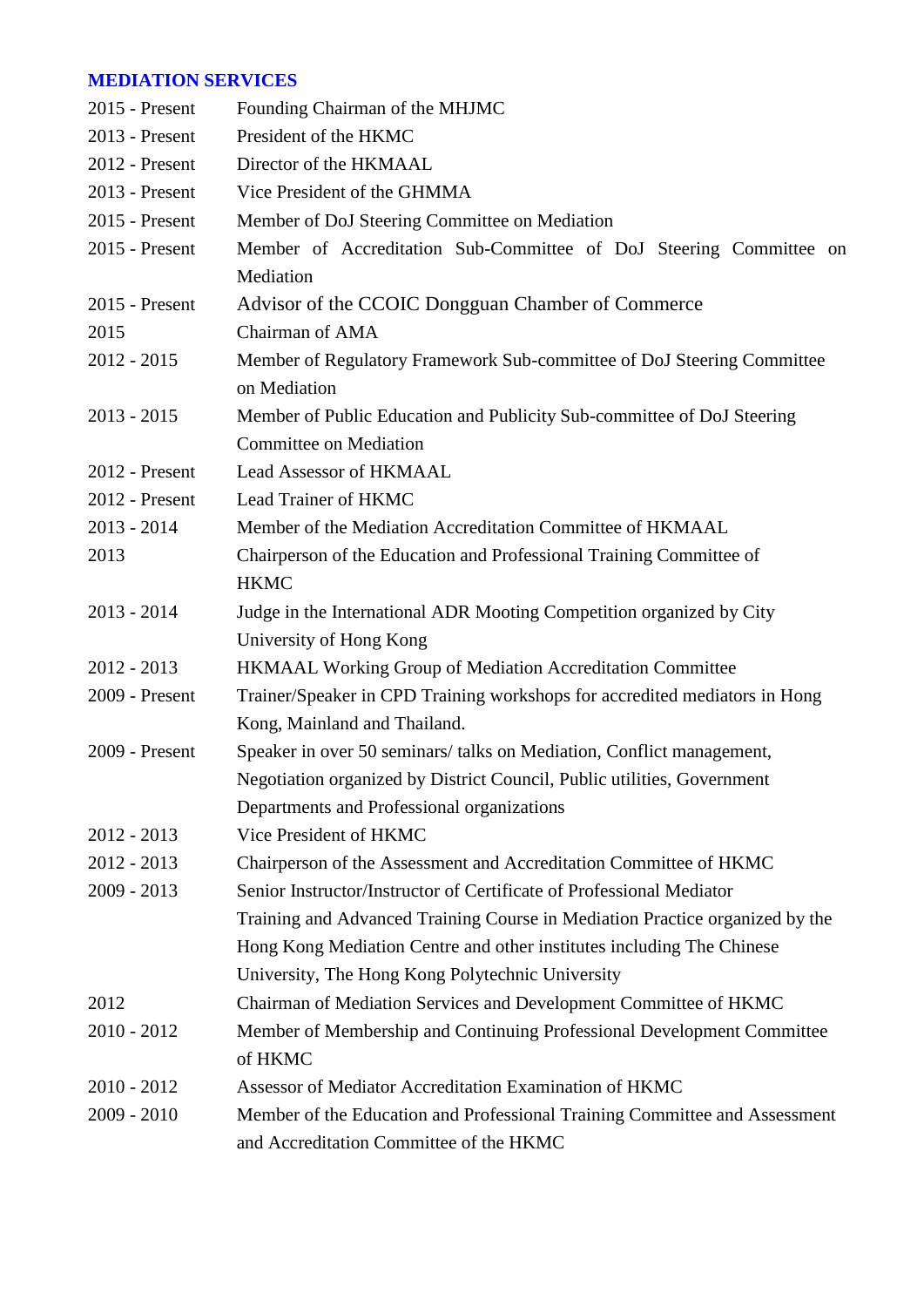## MEDIATION SERVICES

| | |
|---|---|
| 2015 - Present | Founding Chairman of the MHJMC |
| 2013 - Present | President of the HKMC |
| 2012 - Present | Director of the HKMAAL |
| 2013 - Present | Vice President of the GHMMA |
| 2015 - Present | Member of DoJ Steering Committee on Mediation |
| 2015 - Present | Member of Accreditation Sub-Committee of DoJ Steering Committee on Mediation |
| 2015 - Present | Advisor of the CCOIC Dongguan Chamber of Commerce |
| 2015 | Chairman of AMA |
| 2012 - 2015 | Member of Regulatory Framework Sub-committee of DoJ Steering Committee on Mediation |
| 2013 - 2015 | Member of Public Education and Publicity Sub-committee of DoJ Steering Committee on Mediation |
| 2012 - Present | Lead Assessor of HKMAAL |
| 2012 - Present | Lead Trainer of HKMC |
| 2013 - 2014 | Member of the Mediation Accreditation Committee of HKMAAL |
| 2013 | Chairperson of the Education and Professional Training Committee of HKMC |
| 2013 - 2014 | Judge in the International ADR Mooting Competition organized by City University of Hong Kong |
| 2012 - 2013 | HKMAAL Working Group of Mediation Accreditation Committee |
| 2009 - Present | Trainer/Speaker in CPD Training workshops for accredited mediators in Hong Kong, Mainland and Thailand. |
| 2009 - Present | Speaker in over 50 seminars/ talks on Mediation, Conflict management, Negotiation organized by District Council, Public utilities, Government Departments and Professional organizations |
| 2012 - 2013 | Vice President of HKMC |
| 2012 - 2013 | Chairperson of the Assessment and Accreditation Committee of HKMC |
| 2009 - 2013 | Senior Instructor/Instructor of Certificate of Professional Mediator Training and Advanced Training Course in Mediation Practice organized by the Hong Kong Mediation Centre and other institutes including The Chinese University, The Hong Kong Polytechnic University |
| 2012 | Chairman of Mediation Services and Development Committee of HKMC |
| 2010 - 2012 | Member of Membership and Continuing Professional Development Committee of HKMC |
| 2010 - 2012 | Assessor of Mediator Accreditation Examination of HKMC |
| 2009 - 2010 | Member of the Education and Professional Training Committee and Assessment and Accreditation Committee of the HKMC |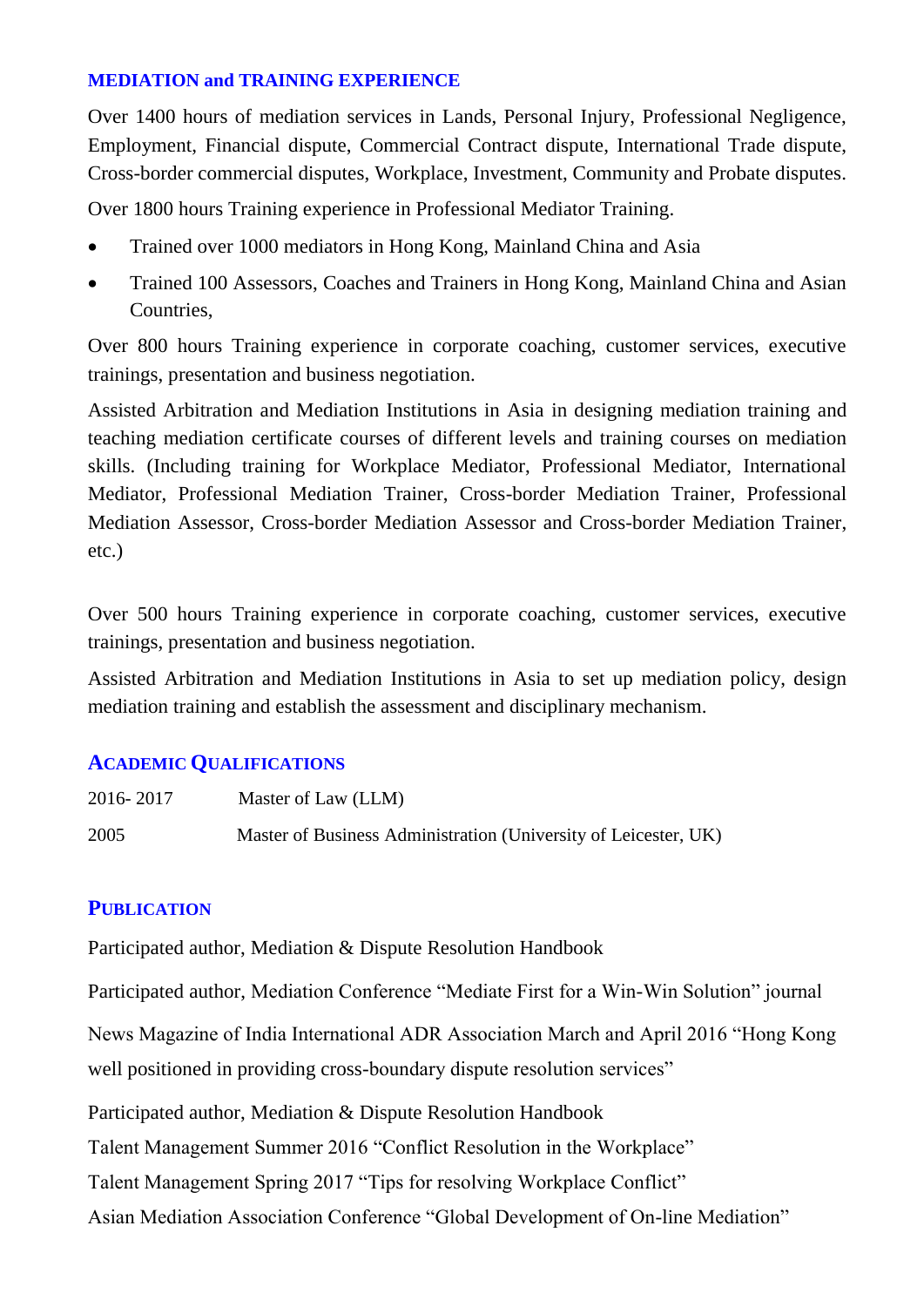## MEDIATION and TRAINING EXPERIENCE

Over 1400 hours of mediation services in Lands, Personal Injury, Professional Negligence, Employment, Financial dispute, Commercial Contract dispute, International Trade dispute, Cross-border commercial disputes, Workplace, Investment, Community and Probate disputes.

Over 1800 hours Training experience in Professional Mediator Training.

- Trained over 1000 mediators in Hong Kong, Mainland China and Asia
- Trained 100 Assessors, Coaches and Trainers in Hong Kong, Mainland China and Asian Countries,

Over 800 hours Training experience in corporate coaching, customer services, executive trainings, presentation and business negotiation.

Assisted Arbitration and Mediation Institutions in Asia in designing mediation training and teaching mediation certificate courses of different levels and training courses on mediation skills. (Including training for Workplace Mediator, Professional Mediator, International Mediator, Professional Mediation Trainer, Cross-border Mediation Trainer, Professional Mediation Assessor, Cross-border Mediation Assessor and Cross-border Mediation Trainer, etc.)

Over 500 hours Training experience in corporate coaching, customer services, executive trainings, presentation and business negotiation.

Assisted Arbitration and Mediation Institutions in Asia to set up mediation policy, design mediation training and establish the assessment and disciplinary mechanism.

## ACADEMIC QUALIFICATIONS

| | |
|---|---|
| 2016- 2017 | Master of Law (LLM) |
| 2005 | Master of Business Administration (University of Leicester, UK) |

## PUBLICATION

Participated author, Mediation & Dispute Resolution Handbook

Participated author, Mediation Conference "Mediate First for a Win-Win Solution" journal

News Magazine of India International ADR Association March and April 2016 "Hong Kong well positioned in providing cross-boundary dispute resolution services"

Participated author, Mediation & Dispute Resolution Handbook

Talent Management Summer 2016 "Conflict Resolution in the Workplace"

Talent Management Spring 2017 "Tips for resolving Workplace Conflict"

Asian Mediation Association Conference "Global Development of On-line Mediation"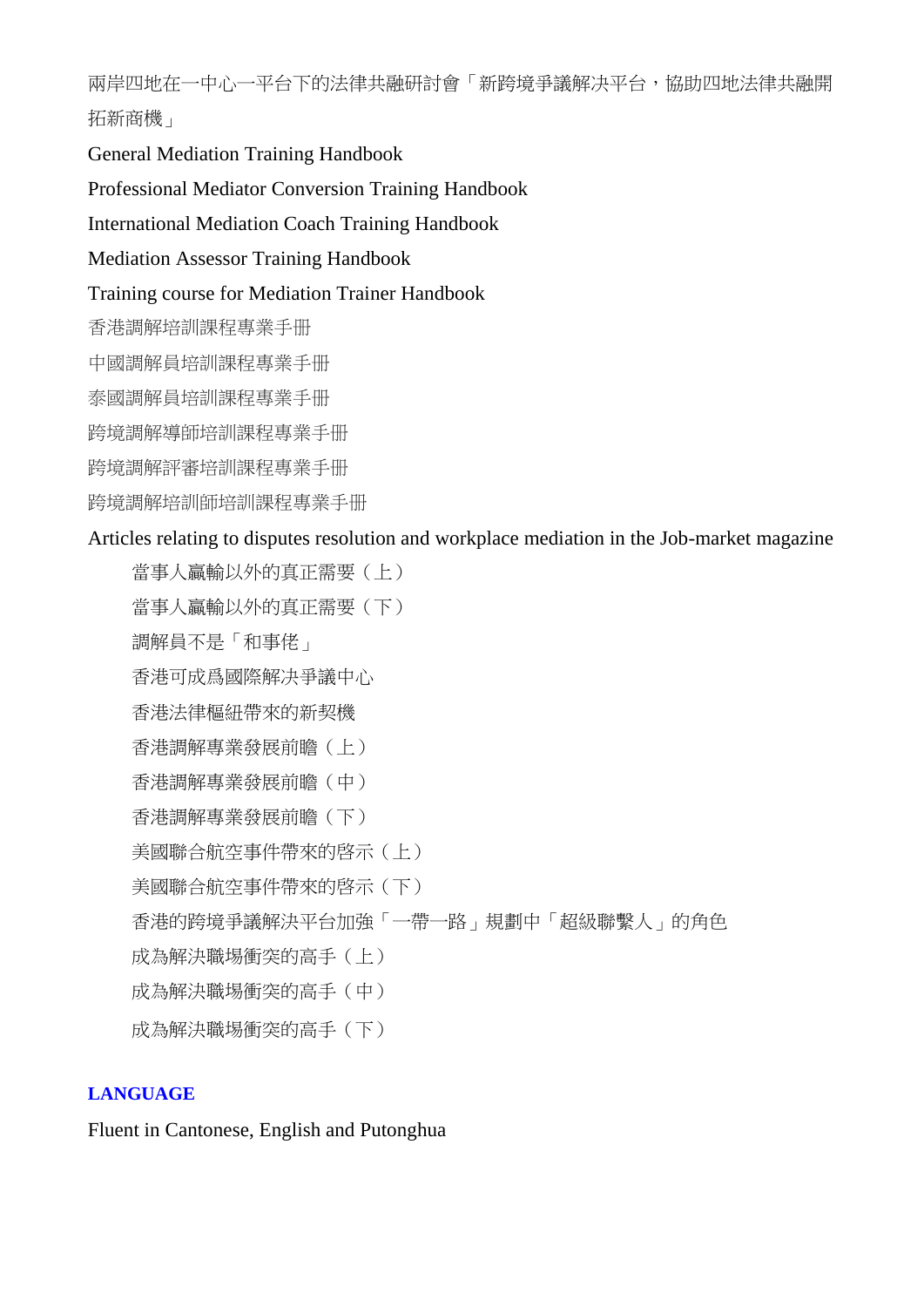兩岸四地在一中心一平台下的法律共融研討會「新跨境爭議解决平台，協助四地法律共融開拓新商機」

General Mediation Training Handbook

Professional Mediator Conversion Training Handbook

International Mediation Coach Training Handbook

Mediation Assessor Training Handbook

Training course for Mediation Trainer Handbook

香港調解培訓課程專業手冊

中國調解員培訓課程專業手冊

泰國調解員培訓課程專業手冊

跨境調解導師培訓課程專業手冊

跨境調解評審培訓課程專業手冊

跨境調解培訓師培訓課程專業手冊

Articles relating to disputes resolution and workplace mediation in the Job-market magazine

- 當事人贏輸以外的真正需要（上）
- 當事人贏輸以外的真正需要（下）
- 調解員不是「和事佬」
- 香港可成爲國際解决爭議中心
- 香港法律樞紐帶來的新契機
- 香港調解專業發展前瞻（上）
- 香港調解專業發展前瞻（中）
- 香港調解專業發展前瞻（下）
- 美國聯合航空事件帶來的啓示（上）
- 美國聯合航空事件帶來的啓示（下）
- 香港的跨境爭議解决平台加強「一帶一路」規劃中「超級聯繫人」的角色
- 成為解決職場衝突的高手（上）
- 成為解決職場衝突的高手（中）
- 成為解決職場衝突的高手（下）

## LANGUAGE

Fluent in Cantonese, English and Putonghua